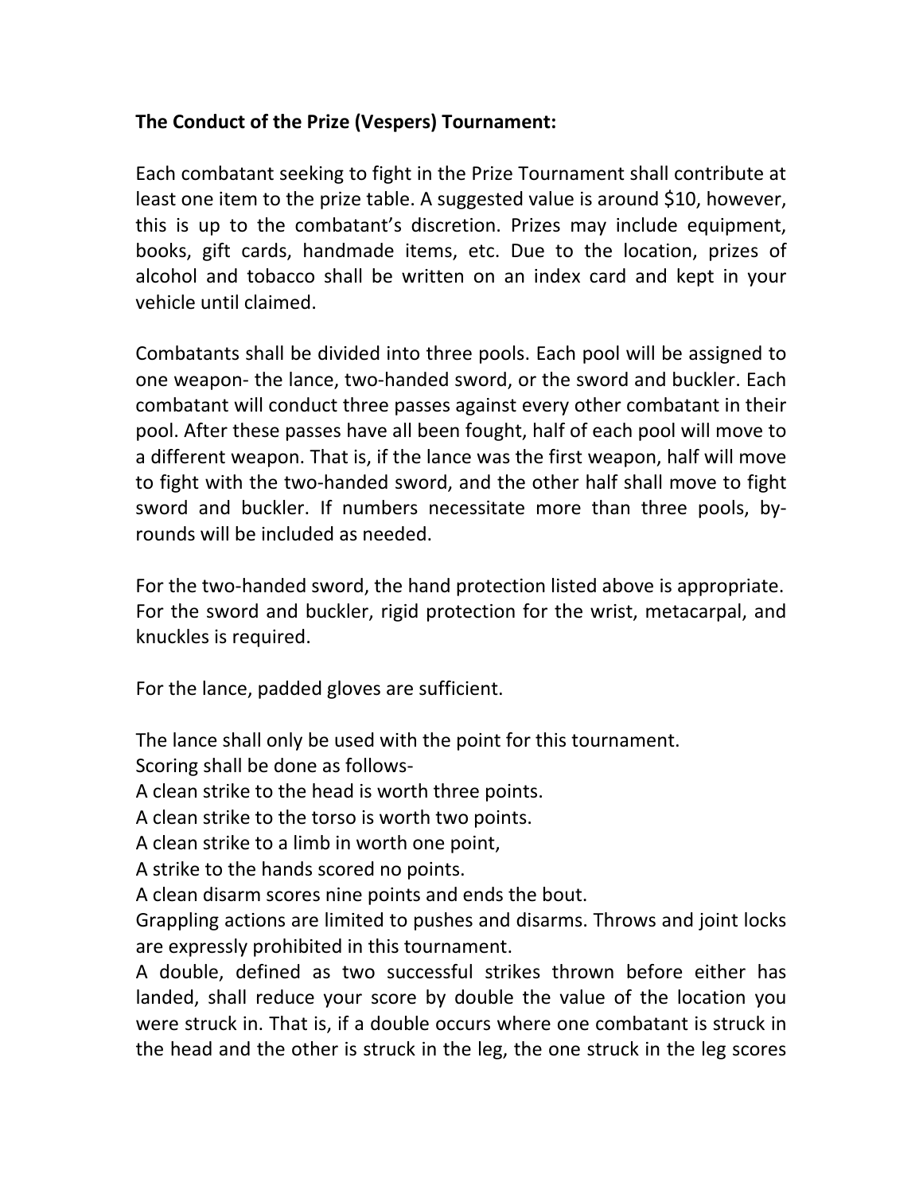**The Conduct of the Prize (Vespers) Tournament:**

Each combatant seeking to fight in the Prize Tournament shall contribute at least one item to the prize table. A suggested value is around $10, however, this is up to the combatant's discretion. Prizes may include equipment, books, gift cards, handmade items, etc. Due to the location, prizes of alcohol and tobacco shall be written on an index card and kept in your vehicle until claimed.

Combatants shall be divided into three pools. Each pool will be assigned to one weapon- the lance, two-handed sword, or the sword and buckler. Each combatant will conduct three passes against every other combatant in their pool. After these passes have all been fought, half of each pool will move to a different weapon. That is, if the lance was the first weapon, half will move to fight with the two-handed sword, and the other half shall move to fight sword and buckler. If numbers necessitate more than three pools, by-rounds will be included as needed.

For the two-handed sword, the hand protection listed above is appropriate. For the sword and buckler, rigid protection for the wrist, metacarpal, and knuckles is required.

For the lance, padded gloves are sufficient.

The lance shall only be used with the point for this tournament.
Scoring shall be done as follows-
A clean strike to the head is worth three points.
A clean strike to the torso is worth two points.
A clean strike to a limb in worth one point,
A strike to the hands scored no points.
A clean disarm scores nine points and ends the bout.
Grappling actions are limited to pushes and disarms. Throws and joint locks are expressly prohibited in this tournament.
A double, defined as two successful strikes thrown before either has landed, shall reduce your score by double the value of the location you were struck in. That is, if a double occurs where one combatant is struck in the head and the other is struck in the leg, the one struck in the leg scores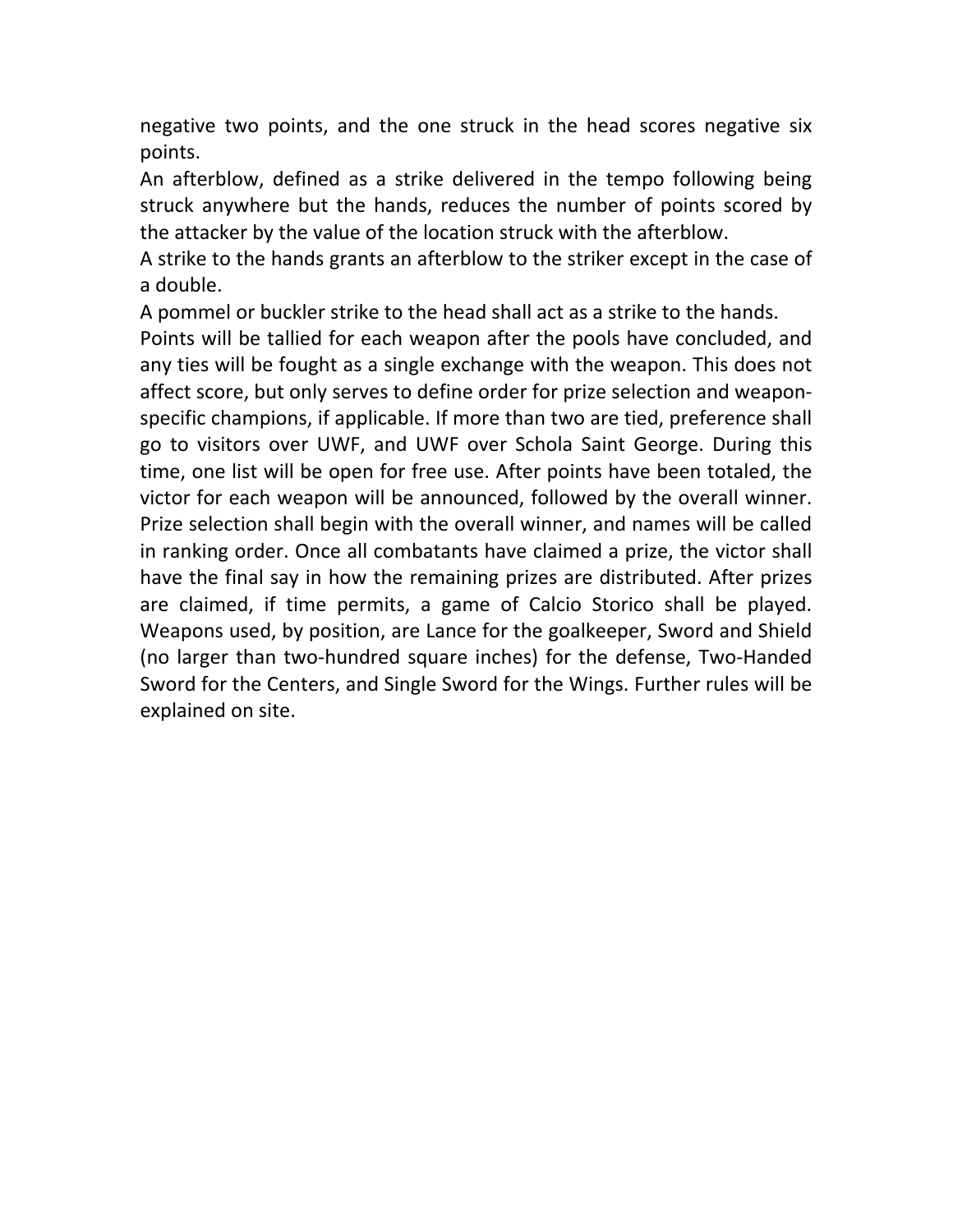negative two points, and the one struck in the head scores negative six points.

An afterblow, defined as a strike delivered in the tempo following being struck anywhere but the hands, reduces the number of points scored by the attacker by the value of the location struck with the afterblow.

A strike to the hands grants an afterblow to the striker except in the case of a double.

A pommel or buckler strike to the head shall act as a strike to the hands.

Points will be tallied for each weapon after the pools have concluded, and any ties will be fought as a single exchange with the weapon. This does not affect score, but only serves to define order for prize selection and weapon-specific champions, if applicable. If more than two are tied, preference shall go to visitors over UWF, and UWF over Schola Saint George. During this time, one list will be open for free use. After points have been totaled, the victor for each weapon will be announced, followed by the overall winner. Prize selection shall begin with the overall winner, and names will be called in ranking order. Once all combatants have claimed a prize, the victor shall have the final say in how the remaining prizes are distributed. After prizes are claimed, if time permits, a game of Calcio Storico shall be played. Weapons used, by position, are Lance for the goalkeeper, Sword and Shield (no larger than two-hundred square inches) for the defense, Two-Handed Sword for the Centers, and Single Sword for the Wings. Further rules will be explained on site.